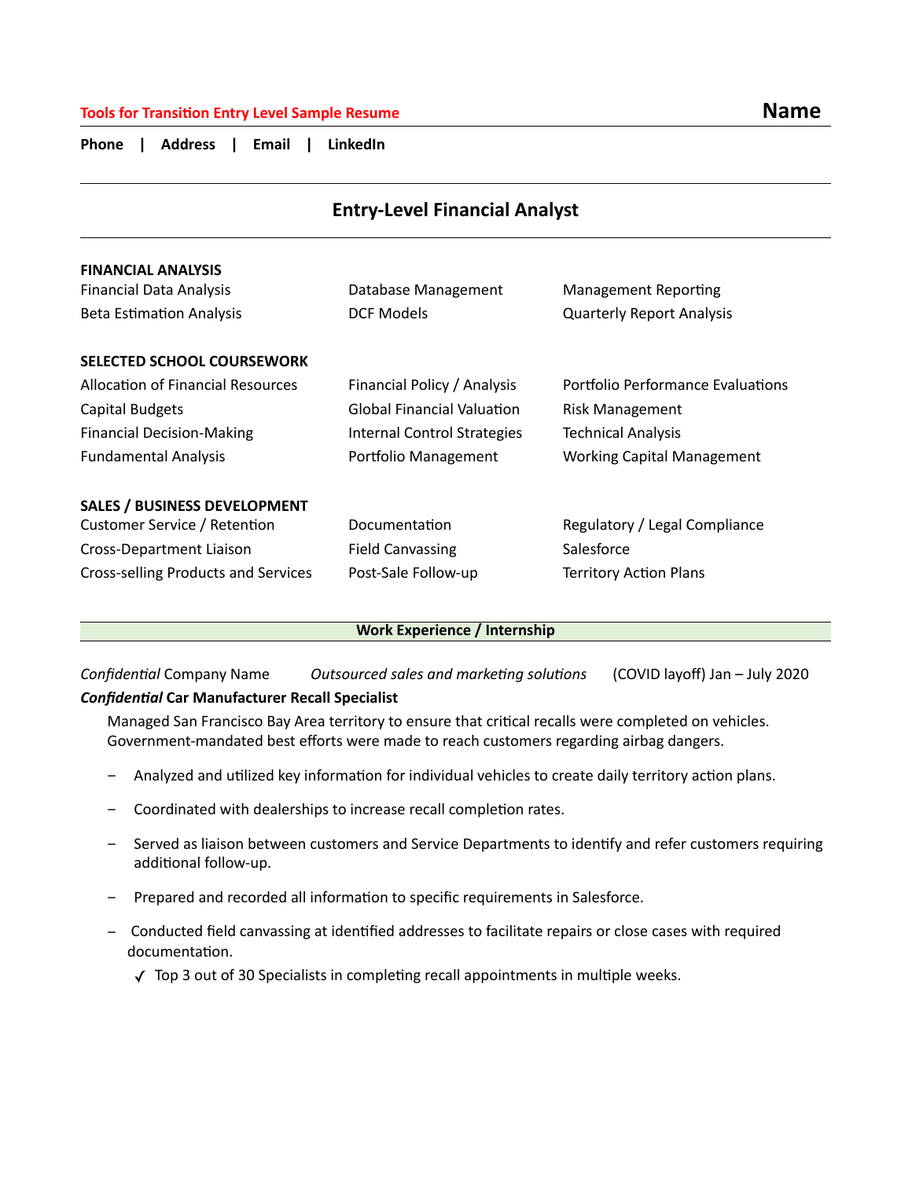**Tools for Transition Entry Level Sample Resume**

# Name

**Phone | Address | Email | LinkedIn**

## Entry-Level Financial Analyst

**FINANCIAL ANALYSIS**

| | | |
|---|---|---|
| Financial Data Analysis | Database Management | Management Reporting |
| Beta Estimation Analysis | DCF Models | Quarterly Report Analysis |

**SELECTED SCHOOL COURSEWORK**

| | | |
|---|---|---|
| Allocation of Financial Resources | Financial Policy / Analysis | Portfolio Performance Evaluations |
| Capital Budgets | Global Financial Valuation | Risk Management |
| Financial Decision-Making | Internal Control Strategies | Technical Analysis |
| Fundamental Analysis | Portfolio Management | Working Capital Management |

**SALES / BUSINESS DEVELOPMENT**

| | | |
|---|---|---|
| Customer Service / Retention | Documentation | Regulatory / Legal Compliance |
| Cross-Department Liaison | Field Canvassing | Salesforce |
| Cross-selling Products and Services | Post-Sale Follow-up | Territory Action Plans |

## Work Experience / Internship

*Confidential* Company Name *Outsourced sales and marketing solutions* (COVID layoff) Jan – July 2020

***Confidential* Car Manufacturer Recall Specialist**

Managed San Francisco Bay Area territory to ensure that critical recalls were completed on vehicles. Government-mandated best efforts were made to reach customers regarding airbag dangers.

- Analyzed and utilized key information for individual vehicles to create daily territory action plans.
- Coordinated with dealerships to increase recall completion rates.
- Served as liaison between customers and Service Departments to identify and refer customers requiring additional follow-up.
- Prepared and recorded all information to specific requirements in Salesforce.
- Conducted field canvassing at identified addresses to facilitate repairs or close cases with required documentation.
  - ✓ Top 3 out of 30 Specialists in completing recall appointments in multiple weeks.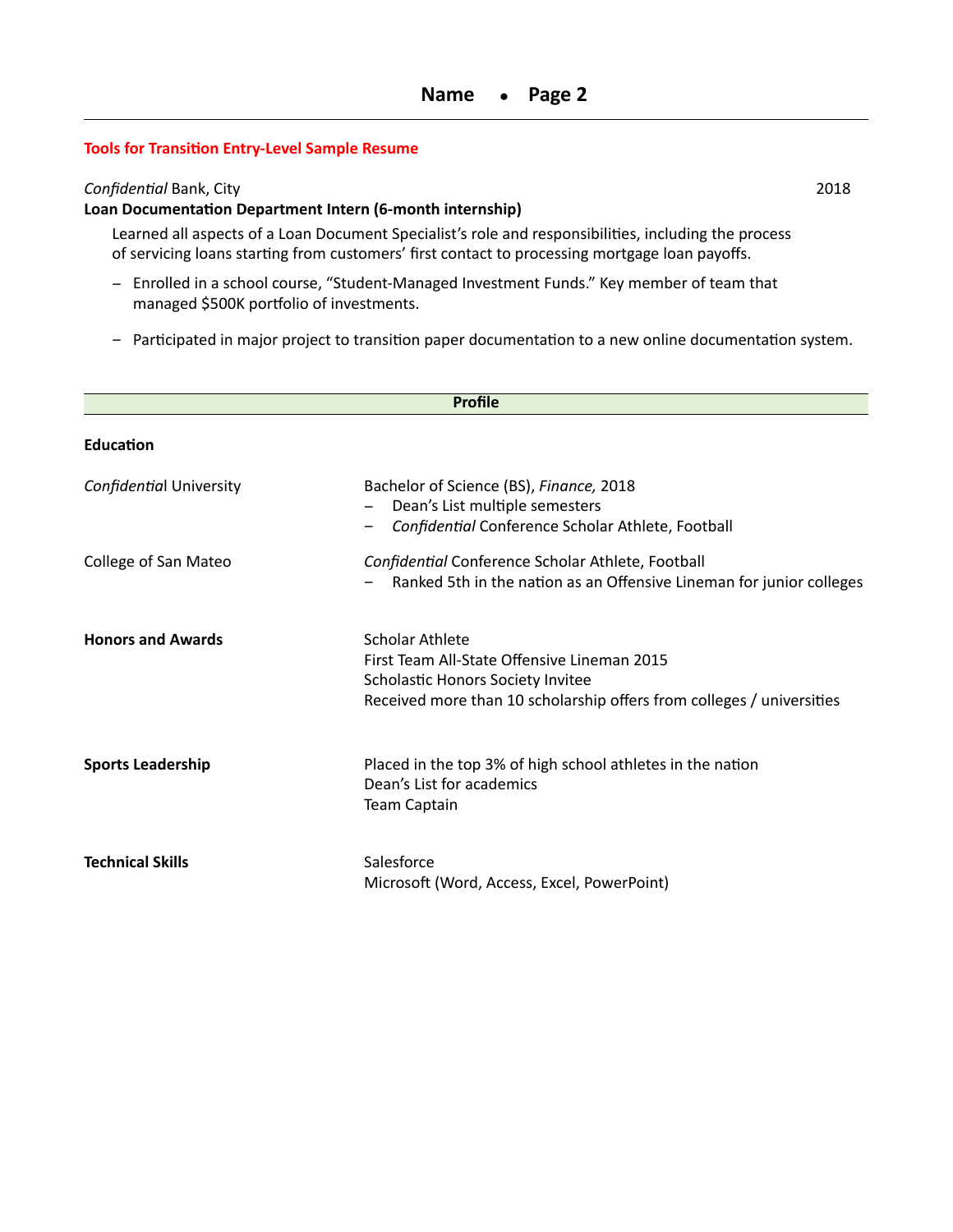**Tools for Transition Entry-Level Sample Resume**

*Confidential* Bank, City — 2018

**Loan Documentation Department Intern (6-month internship)**

Learned all aspects of a Loan Document Specialist's role and responsibilities, including the process of servicing loans starting from customers' first contact to processing mortgage loan payoffs.

- Enrolled in a school course, "Student-Managed Investment Funds." Key member of team that managed $500K portfolio of investments.
- Participated in major project to transition paper documentation to a new online documentation system.

## Profile

**Education**

*Confidential* University
Bachelor of Science (BS), *Finance,* 2018
- Dean's List multiple semesters
- *Confidential* Conference Scholar Athlete, Football

College of San Mateo
*Confidential* Conference Scholar Athlete, Football
- Ranked 5th in the nation as an Offensive Lineman for junior colleges

**Honors and Awards**

Scholar Athlete
First Team All-State Offensive Lineman 2015
Scholastic Honors Society Invitee
Received more than 10 scholarship offers from colleges / universities

**Sports Leadership**

Placed in the top 3% of high school athletes in the nation
Dean's List for academics
Team Captain

**Technical Skills**

Salesforce
Microsoft (Word, Access, Excel, PowerPoint)